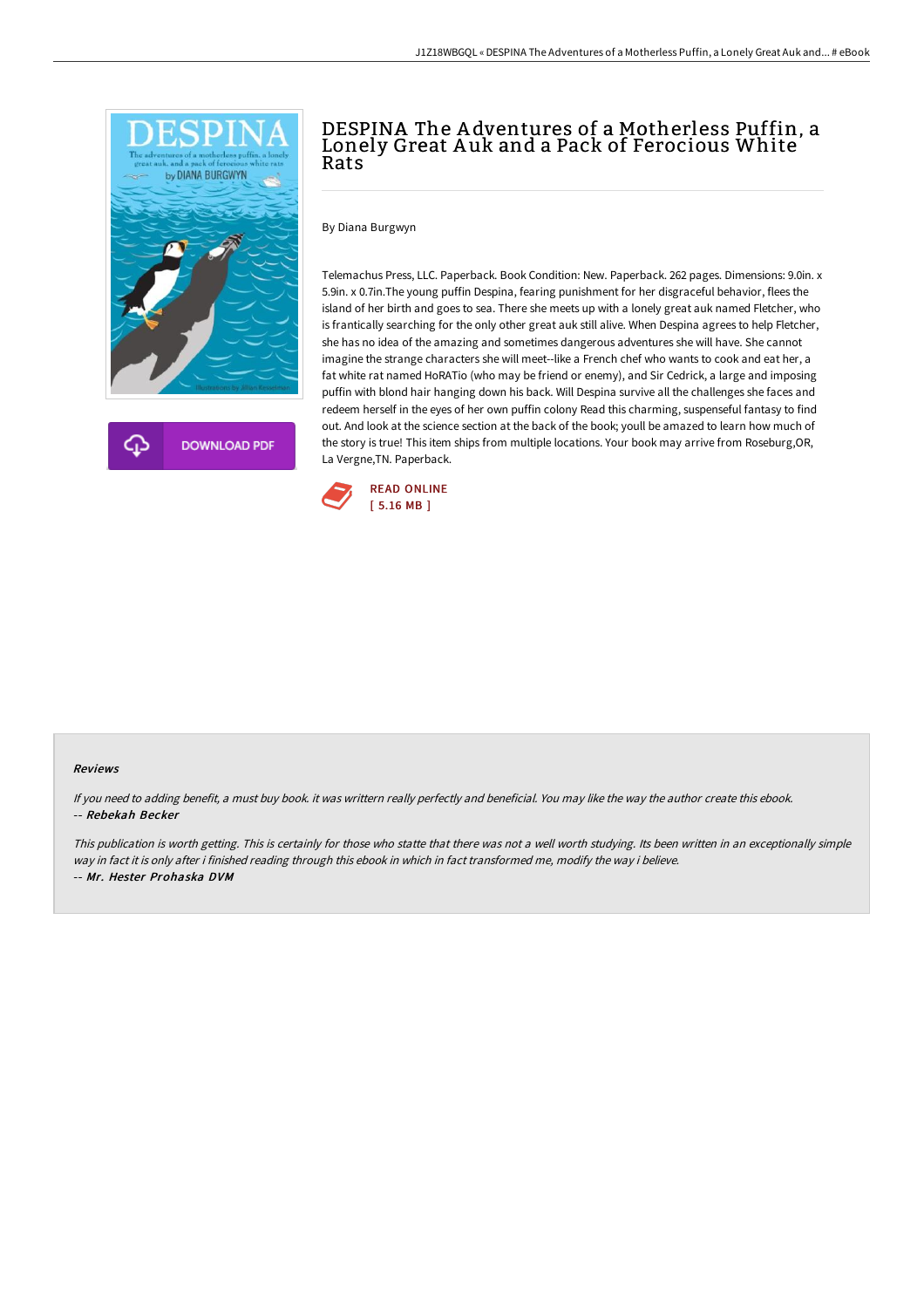# DESPINA The Adventures of a Motherless Puffin, a Lonely Great Auk and a Pack of Ferocious White Rats

DOWNLOAD PDF

By Diana Burgwyn

Telemachus Press, LLC. Paperback. Book Condition: New. Paperback. 262 pages. Dimensions: 9.0in. x 5.9in. x 0.7in.The young puffin Despina, fearing punishment for her disgraceful behavior, flees the island of her birth and goes to sea. There she meets up with a lonely great auk named Fletcher, who is frantically searching for the only other great auk still alive. When Despina agrees to help Fletcher, she has no idea of the amazing and sometimes dangerous adventures she will have. She cannot imagine the strange characters she will meet--like a French chef who wants to cook and eat her, a fat white rat named HoRATio (who may be friend or enemy), and Sir Cedrick, a large and imposing puffin with blond hair hanging down his back. Will Despina survive all the challenges she faces and redeem herself in the eyes of her own puffin colony Read this charming, suspenseful fantasy to find out. And look at the science section at the back of the book; youll be amazed to learn how much of the story is true! This item ships from multiple locations. Your book may arrive from Roseburg,OR, La Vergne,TN. Paperback.

READ ONLINE
[ 5.16 MB ]

### Reviews

*If you need to adding benefit, a must buy book. it was writtern really perfectly and beneficial. You may like the way the author create this ebook.*
-- ***Rebekah Becker***

*This publication is worth getting. This is certainly for those who statte that there was not a well worth studying. Its been written in an exceptionally simple way in fact it is only after i finished reading through this ebook in which in fact transformed me, modify the way i believe.*
-- ***Mr. Hester Prohaska DVM***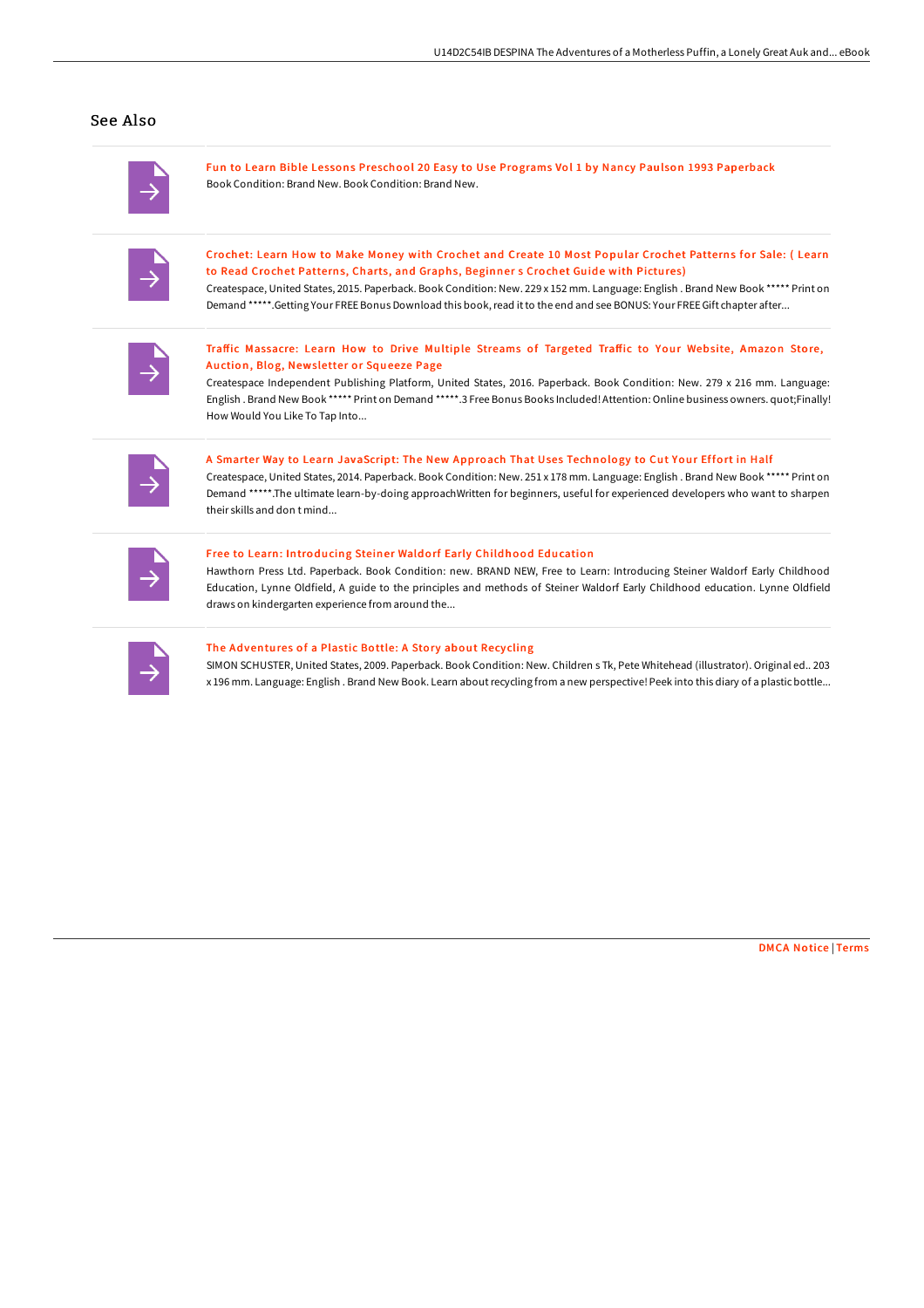## See Also

**Fun to Learn Bible Lessons Preschool 20 Easy to Use Programs Vol 1 by Nancy Paulson 1993 Paperback**
Book Condition: Brand New. Book Condition: Brand New.

**Crochet: Learn How to Make Money with Crochet and Create 10 Most Popular Crochet Patterns for Sale: ( Learn to Read Crochet Patterns, Charts, and Graphs, Beginner s Crochet Guide with Pictures)**
Createspace, United States, 2015. Paperback. Book Condition: New. 229 x 152 mm. Language: English . Brand New Book ***** Print on Demand *****.Getting Your FREE Bonus Download this book, read it to the end and see BONUS: Your FREE Gift chapter after...

**Traffic Massacre: Learn How to Drive Multiple Streams of Targeted Traffic to Your Website, Amazon Store, Auction, Blog, Newsletter or Squeeze Page**
Createspace Independent Publishing Platform, United States, 2016. Paperback. Book Condition: New. 279 x 216 mm. Language: English . Brand New Book ***** Print on Demand *****.3 Free Bonus Books Included! Attention: Online business owners. quot;Finally! How Would You Like To Tap Into...

**A Smarter Way to Learn JavaScript: The New Approach That Uses Technology to Cut Your Effort in Half**
Createspace, United States, 2014. Paperback. Book Condition: New. 251 x 178 mm. Language: English . Brand New Book ***** Print on Demand *****.The ultimate learn-by-doing approachWritten for beginners, useful for experienced developers who want to sharpen their skills and don t mind...

**Free to Learn: Introducing Steiner Waldorf Early Childhood Education**
Hawthorn Press Ltd. Paperback. Book Condition: new. BRAND NEW, Free to Learn: Introducing Steiner Waldorf Early Childhood Education, Lynne Oldfield, A guide to the principles and methods of Steiner Waldorf Early Childhood education. Lynne Oldfield draws on kindergarten experience from around the...

**The Adventures of a Plastic Bottle: A Story about Recycling**
SIMON SCHUSTER, United States, 2009. Paperback. Book Condition: New. Children s Tk, Pete Whitehead (illustrator). Original ed.. 203 x 196 mm. Language: English . Brand New Book. Learn about recycling from a new perspective! Peek into this diary of a plastic bottle...